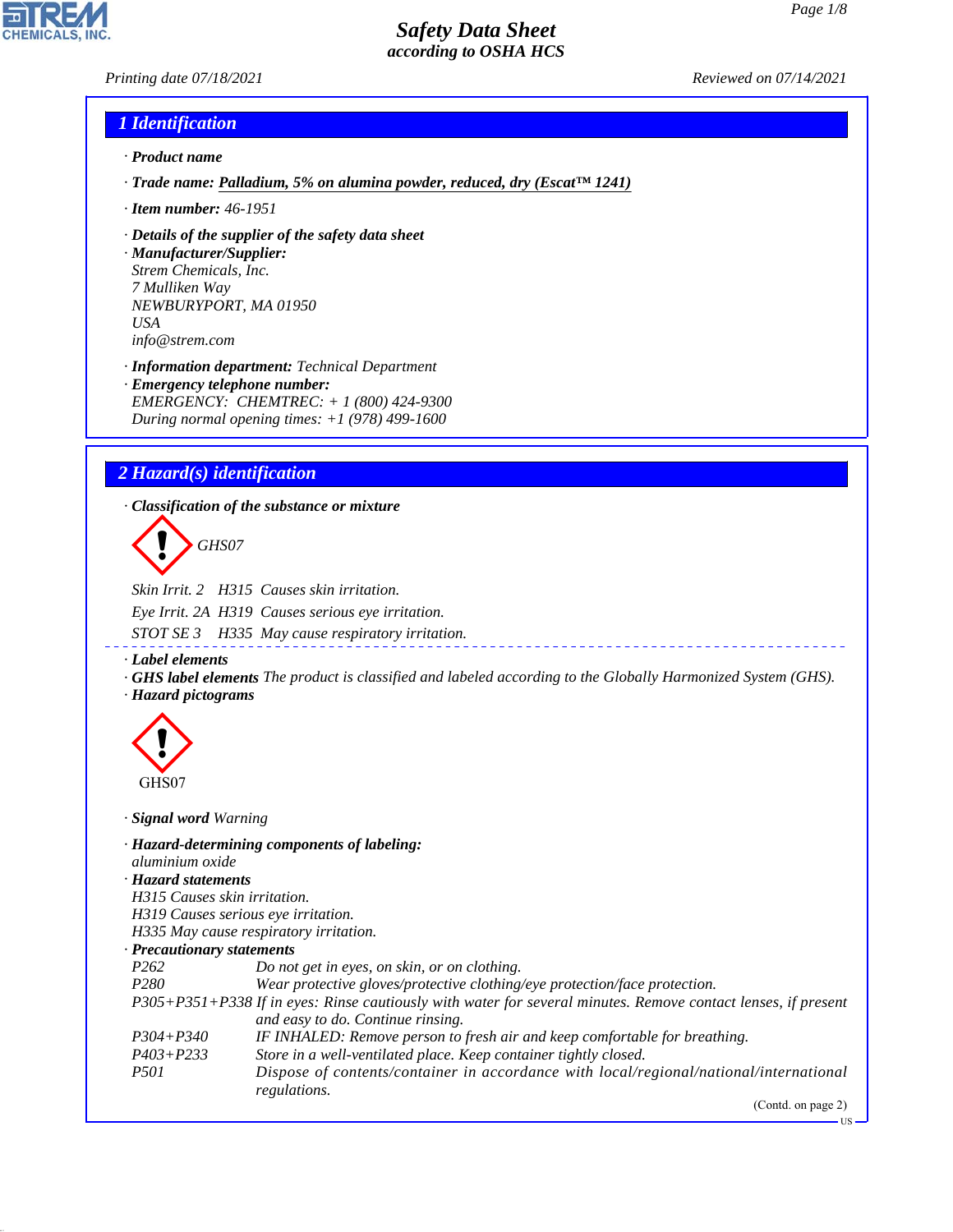# Safety Data Sheet
### according to OSHA HCS

Printing date 07/18/2021 Reviewed on 07/14/2021

## 1 Identification

· **Product name**

· **Trade name:** Palladium, 5% on alumina powder, reduced, dry (Escat™ 1241)

· **Item number:** 46-1951

· **Details of the supplier of the safety data sheet**

· **Manufacturer/Supplier:**
Strem Chemicals, Inc.
7 Mulliken Way
NEWBURYPORT, MA 01950
USA
info@strem.com

· **Information department:** Technical Department

· **Emergency telephone number:**
EMERGENCY: CHEMTREC: + 1 (800) 424-9300
During normal opening times: +1 (978) 499-1600

## 2 Hazard(s) identification

· **Classification of the substance or mixture**

GHS07

Skin Irrit. 2 H315 Causes skin irritation.

Eye Irrit. 2A H319 Causes serious eye irritation.

STOT SE 3 H335 May cause respiratory irritation.

· **Label elements**

· **GHS label elements** The product is classified and labeled according to the Globally Harmonized System (GHS).

· **Hazard pictograms**

GHS07

· **Signal word** Warning

· **Hazard-determining components of labeling:**
aluminium oxide

· **Hazard statements**
H315 Causes skin irritation.
H319 Causes serious eye irritation.
H335 May cause respiratory irritation.

· **Precautionary statements**

| | |
|---|---|
| P262 | Do not get in eyes, on skin, or on clothing. |
| P280 | Wear protective gloves/protective clothing/eye protection/face protection. |
| P305+P351+P338 | If in eyes: Rinse cautiously with water for several minutes. Remove contact lenses, if present and easy to do. Continue rinsing. |
| P304+P340 | IF INHALED: Remove person to fresh air and keep comfortable for breathing. |
| P403+P233 | Store in a well-ventilated place. Keep container tightly closed. |
| P501 | Dispose of contents/container in accordance with local/regional/national/international regulations. |

(Contd. on page 2)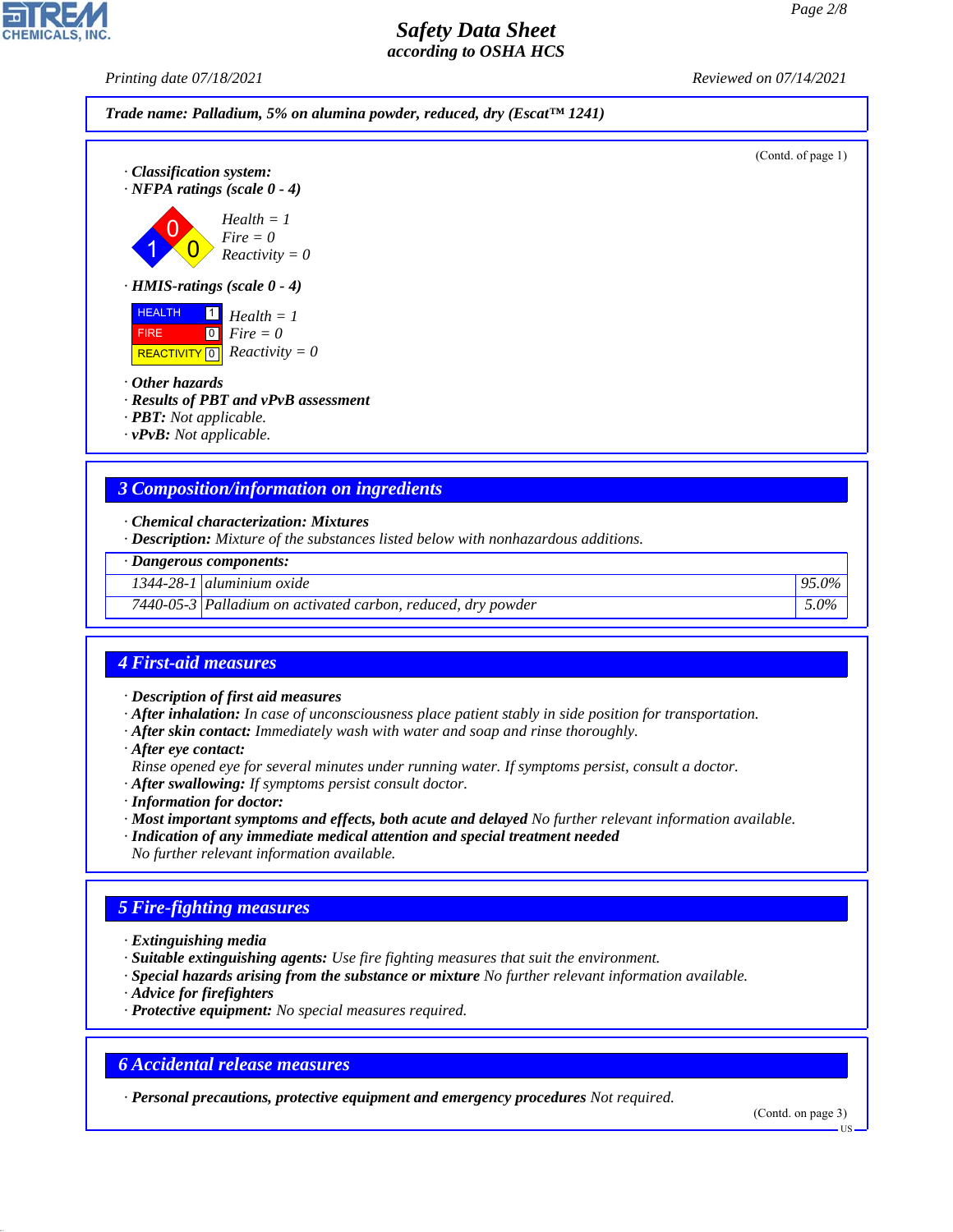Trade name: Palladium, 5% on alumina powder, reduced, dry (Escat™ 1241)

(Contd. of page 1)

· **Classification system:**
· **NFPA ratings (scale 0 - 4)**

Health = 1
Fire = 0
Reactivity = 0

· **HMIS-ratings (scale 0 - 4)**

| HEALTH | 1 | Health = 1 |
|---|---|---|
| FIRE | 0 | Fire = 0 |
| REACTIVITY | 0 | Reactivity = 0 |

· **Other hazards**
· **Results of PBT and vPvB assessment**
· **PBT:** Not applicable.
· **vPvB:** Not applicable.

## 3 Composition/information on ingredients

· **Chemical characterization: Mixtures**
· **Description:** Mixture of the substances listed below with nonhazardous additions.

| · Dangerous components: | | |
|---|---|---|
| 1344-28-1 | aluminium oxide | 95.0% |
| 7440-05-3 | Palladium on activated carbon, reduced, dry powder | 5.0% |

## 4 First-aid measures

· **Description of first aid measures**
· **After inhalation:** In case of unconsciousness place patient stably in side position for transportation.
· **After skin contact:** Immediately wash with water and soap and rinse thoroughly.
· **After eye contact:**
Rinse opened eye for several minutes under running water. If symptoms persist, consult a doctor.
· **After swallowing:** If symptoms persist consult doctor.
· **Information for doctor:**
· **Most important symptoms and effects, both acute and delayed** No further relevant information available.
· **Indication of any immediate medical attention and special treatment needed**
No further relevant information available.

## 5 Fire-fighting measures

· **Extinguishing media**
· **Suitable extinguishing agents:** Use fire fighting measures that suit the environment.
· **Special hazards arising from the substance or mixture** No further relevant information available.
· **Advice for firefighters**
· **Protective equipment:** No special measures required.

## 6 Accidental release measures

· **Personal precautions, protective equipment and emergency procedures** Not required.

(Contd. on page 3)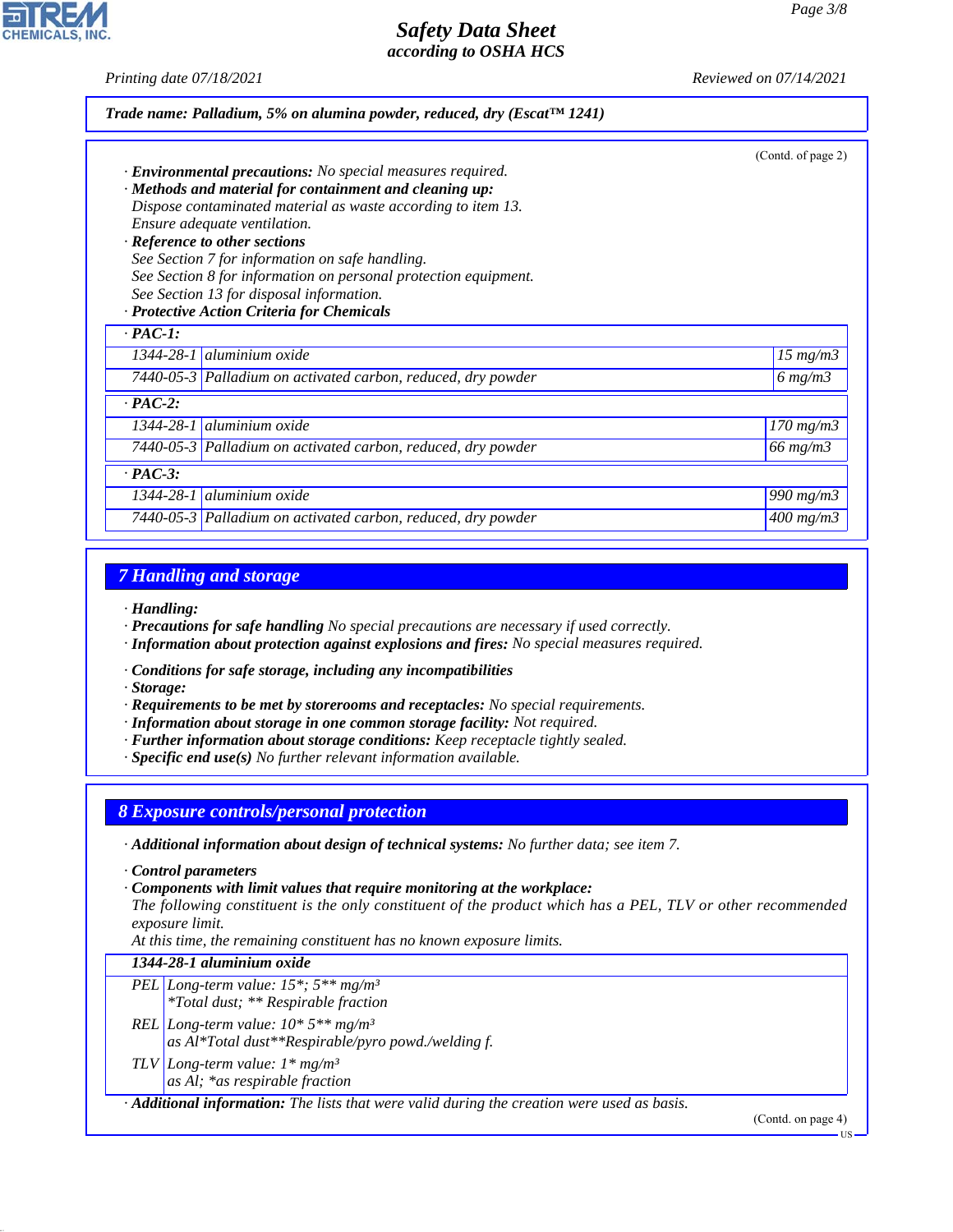Trade name: **Palladium, 5% on alumina powder, reduced, dry (Escat™ 1241)**

(Contd. of page 2)

· **Environmental precautions:** No special measures required.
· **Methods and material for containment and cleaning up:**
Dispose contaminated material as waste according to item 13.
Ensure adequate ventilation.
· **Reference to other sections**
See Section 7 for information on safe handling.
See Section 8 for information on personal protection equipment.
See Section 13 for disposal information.
· **Protective Action Criteria for Chemicals**

| · PAC-1: | | |
|---|---|---|
| 1344-28-1 | aluminium oxide | 15 mg/m3 |
| 7440-05-3 | Palladium on activated carbon, reduced, dry powder | 6 mg/m3 |
| **· PAC-2:** | | |
| 1344-28-1 | aluminium oxide | 170 mg/m3 |
| 7440-05-3 | Palladium on activated carbon, reduced, dry powder | 66 mg/m3 |
| **· PAC-3:** | | |
| 1344-28-1 | aluminium oxide | 990 mg/m3 |
| 7440-05-3 | Palladium on activated carbon, reduced, dry powder | 400 mg/m3 |

## 7 Handling and storage

· **Handling:**
· **Precautions for safe handling** No special precautions are necessary if used correctly.
· **Information about protection against explosions and fires:** No special measures required.

· **Conditions for safe storage, including any incompatibilities**
· **Storage:**
· **Requirements to be met by storerooms and receptacles:** No special requirements.
· **Information about storage in one common storage facility:** Not required.
· **Further information about storage conditions:** Keep receptacle tightly sealed.
· **Specific end use(s)** No further relevant information available.

## 8 Exposure controls/personal protection

· **Additional information about design of technical systems:** No further data; see item 7.

· **Control parameters**
· **Components with limit values that require monitoring at the workplace:**
The following constituent is the only constituent of the product which has a PEL, TLV or other recommended exposure limit.
At this time, the remaining constituent has no known exposure limits.

| 1344-28-1 aluminium oxide | |
|---|---|
| PEL | Long-term value: 15*; 5** mg/m³<br>*Total dust; ** Respirable fraction |
| REL | Long-term value: 10* 5** mg/m³<br>as Al*Total dust**Respirable/pyro powd./welding f. |
| TLV | Long-term value: 1* mg/m³<br>as Al; *as respirable fraction |

· **Additional information:** The lists that were valid during the creation were used as basis.

(Contd. on page 4)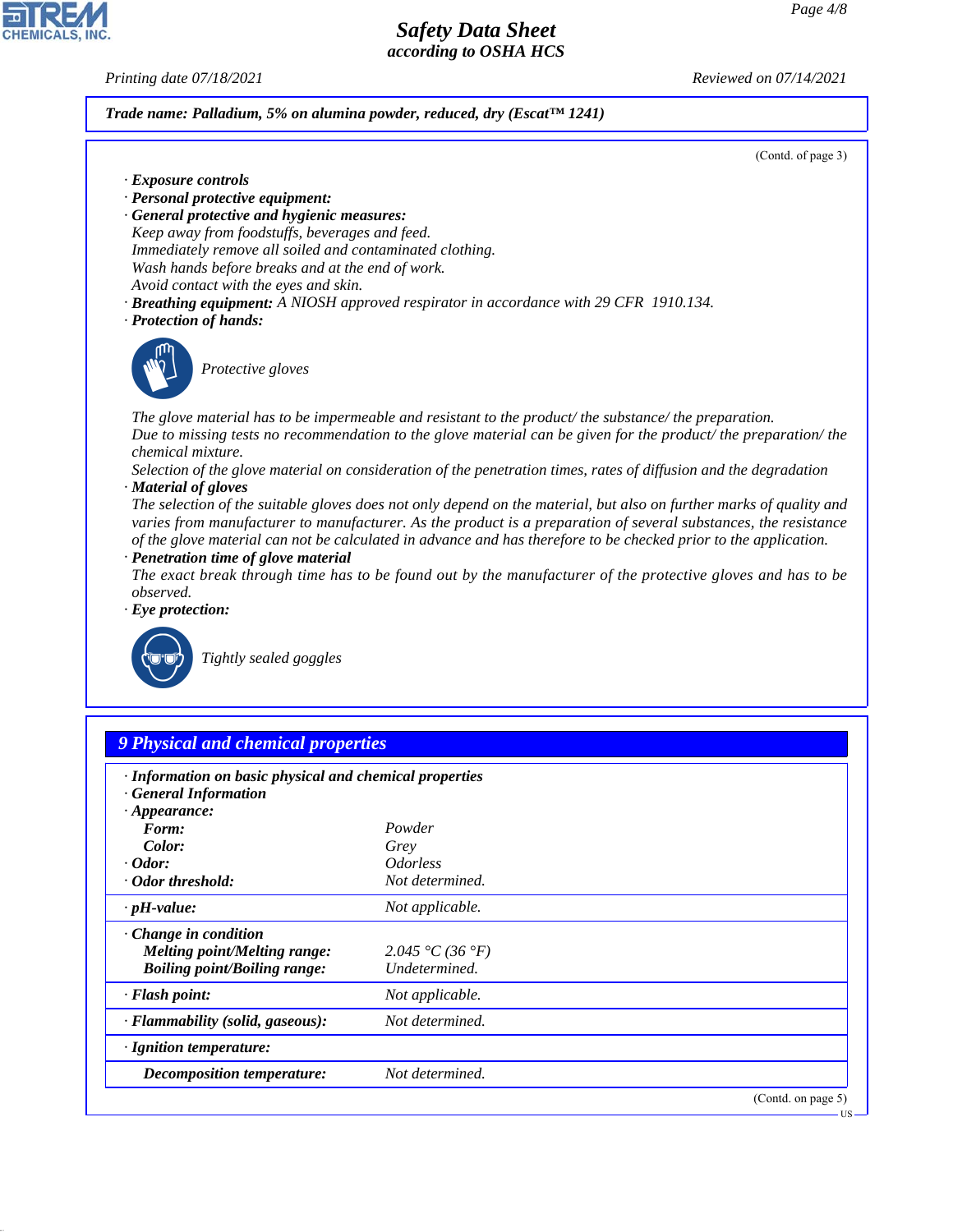**Trade name: Palladium, 5% on alumina powder, reduced, dry (Escat™ 1241)**

(Contd. of page 3)

- · **Exposure controls**
- · **Personal protective equipment:**
- · **General protective and hygienic measures:**

Keep away from foodstuffs, beverages and feed.
Immediately remove all soiled and contaminated clothing.
Wash hands before breaks and at the end of work.
Avoid contact with the eyes and skin.

- · **Breathing equipment:** A NIOSH approved respirator in accordance with 29 CFR 1910.134.
- · **Protection of hands:**

Protective gloves

The glove material has to be impermeable and resistant to the product/ the substance/ the preparation.
Due to missing tests no recommendation to the glove material can be given for the product/ the preparation/ the chemical mixture.
Selection of the glove material on consideration of the penetration times, rates of diffusion and the degradation

- · **Material of gloves**

The selection of the suitable gloves does not only depend on the material, but also on further marks of quality and varies from manufacturer to manufacturer. As the product is a preparation of several substances, the resistance of the glove material can not be calculated in advance and has therefore to be checked prior to the application.

- · **Penetration time of glove material**

The exact break through time has to be found out by the manufacturer of the protective gloves and has to be observed.

- · **Eye protection:**

Tightly sealed goggles

## 9 Physical and chemical properties

| Property | Value |
|---|---|
| · **Information on basic physical and chemical properties** | |
| · **General Information** | |
| · **Appearance:** | |
| **Form:** | Powder |
| **Color:** | Grey |
| · **Odor:** | Odorless |
| · **Odor threshold:** | Not determined. |
| · **pH-value:** | Not applicable. |
| · **Change in condition** | |
| **Melting point/Melting range:** | 2.045 °C (36 °F) |
| **Boiling point/Boiling range:** | Undetermined. |
| · **Flash point:** | Not applicable. |
| · **Flammability (solid, gaseous):** | Not determined. |
| · **Ignition temperature:** | |
| **Decomposition temperature:** | Not determined. |

(Contd. on page 5)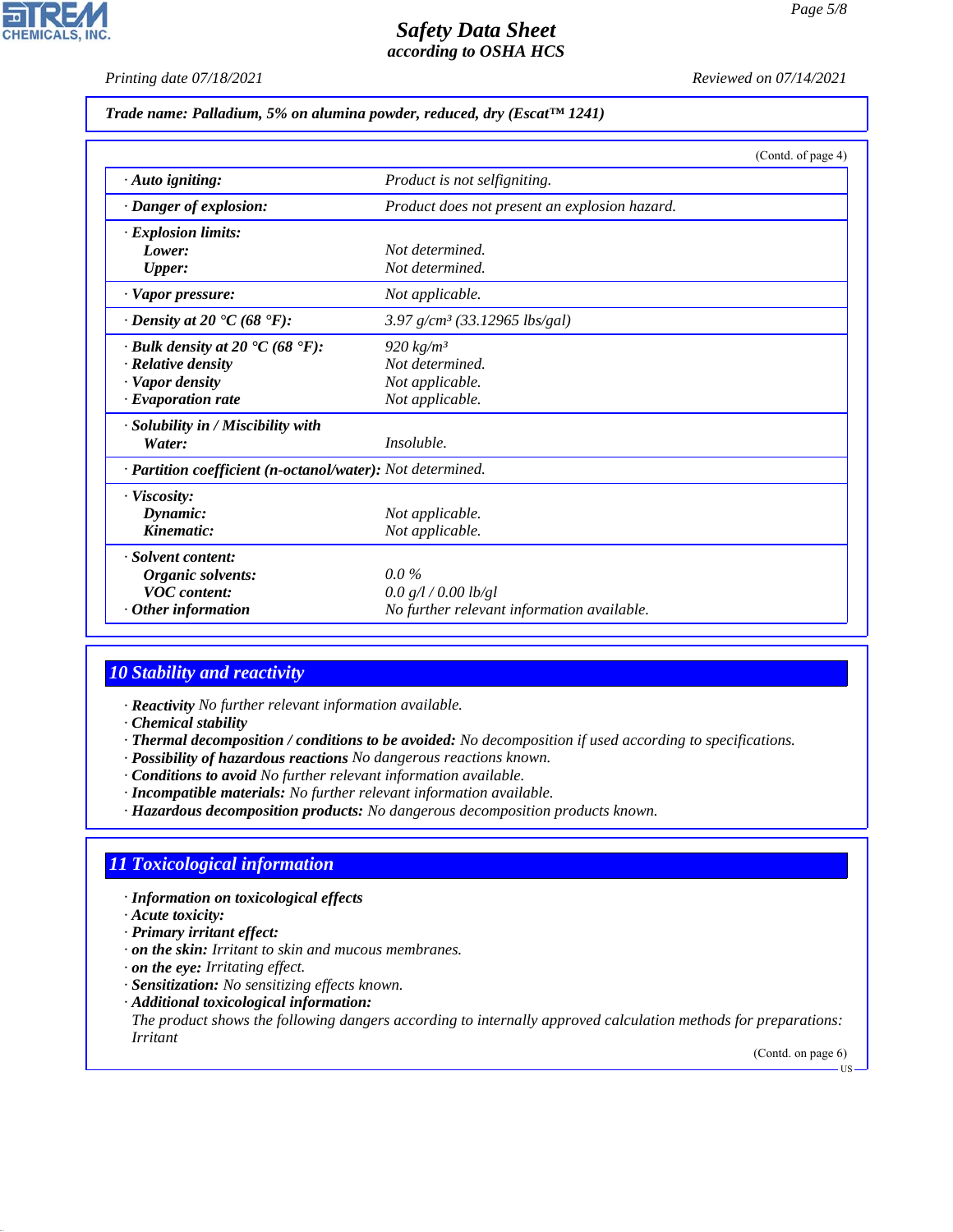**Trade name: Palladium, 5% on alumina powder, reduced, dry (Escat™ 1241)**

(Contd. of page 4)

| | |
|---|---|
| · **Auto igniting:** | Product is not selfigniting. |
| · **Danger of explosion:** | Product does not present an explosion hazard. |
| · **Explosion limits:** | |
| **Lower:** | Not determined. |
| **Upper:** | Not determined. |
| · **Vapor pressure:** | Not applicable. |
| · **Density at 20 °C (68 °F):** | 3.97 g/cm³ (33.12965 lbs/gal) |
| · **Bulk density at 20 °C (68 °F):** | 920 kg/m³ |
| · **Relative density** | Not determined. |
| · **Vapor density** | Not applicable. |
| · **Evaporation rate** | Not applicable. |
| · **Solubility in / Miscibility with** | |
| **Water:** | Insoluble. |
| · **Partition coefficient (n-octanol/water):** | Not determined. |
| · **Viscosity:** | |
| **Dynamic:** | Not applicable. |
| **Kinematic:** | Not applicable. |
| · **Solvent content:** | |
| **Organic solvents:** | 0.0 % |
| **VOC content:** | 0.0 g/l / 0.00 lb/gl |
| · **Other information** | No further relevant information available. |

## 10 Stability and reactivity

· **Reactivity** No further relevant information available.
· **Chemical stability**
· **Thermal decomposition / conditions to be avoided:** No decomposition if used according to specifications.
· **Possibility of hazardous reactions** No dangerous reactions known.
· **Conditions to avoid** No further relevant information available.
· **Incompatible materials:** No further relevant information available.
· **Hazardous decomposition products:** No dangerous decomposition products known.

## 11 Toxicological information

· **Information on toxicological effects**
· **Acute toxicity:**
· **Primary irritant effect:**
· **on the skin:** Irritant to skin and mucous membranes.
· **on the eye:** Irritating effect.
· **Sensitization:** No sensitizing effects known.
· **Additional toxicological information:**
The product shows the following dangers according to internally approved calculation methods for preparations:
Irritant

(Contd. on page 6)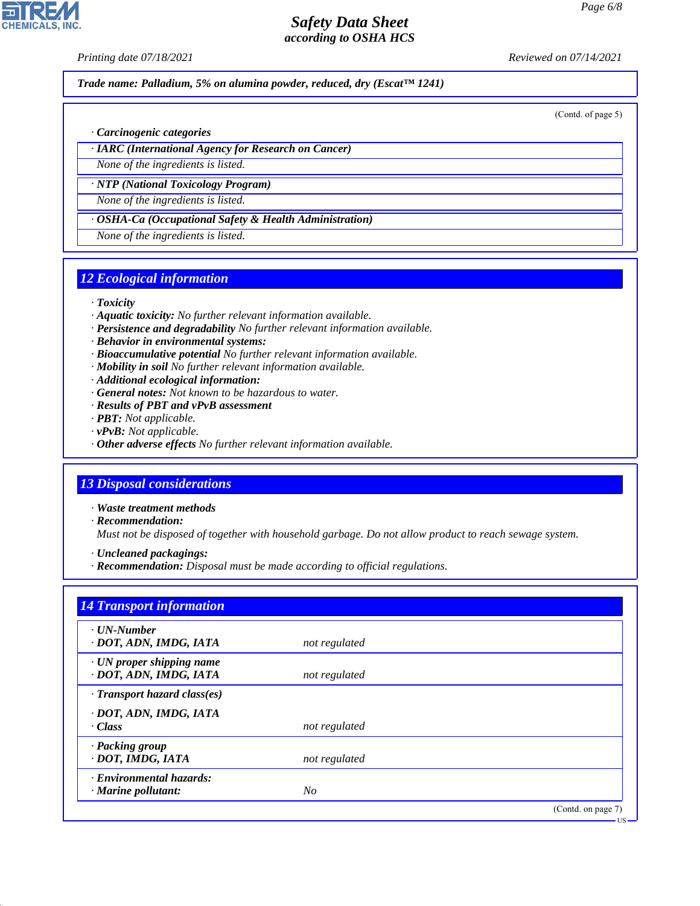**Trade name: Palladium, 5% on alumina powder, reduced, dry (Escat™ 1241)**

(Contd. of page 5)

· **Carcinogenic categories**

· **IARC (International Agency for Research on Cancer)**

None of the ingredients is listed.

· **NTP (National Toxicology Program)**

None of the ingredients is listed.

· **OSHA-Ca (Occupational Safety & Health Administration)**

None of the ingredients is listed.

## 12 Ecological information

· **Toxicity**
· **Aquatic toxicity:** No further relevant information available.
· **Persistence and degradability** No further relevant information available.
· **Behavior in environmental systems:**
· **Bioaccumulative potential** No further relevant information available.
· **Mobility in soil** No further relevant information available.
· **Additional ecological information:**
· **General notes:** Not known to be hazardous to water.
· **Results of PBT and vPvB assessment**
· **PBT:** Not applicable.
· **vPvB:** Not applicable.
· **Other adverse effects** No further relevant information available.

## 13 Disposal considerations

· **Waste treatment methods**
· **Recommendation:**
Must not be disposed of together with household garbage. Do not allow product to reach sewage system.

· **Uncleaned packagings:**
· **Recommendation:** Disposal must be made according to official regulations.

## 14 Transport information

| | |
|---|---|
| · **UN-Number**<br>· **DOT, ADN, IMDG, IATA** | not regulated |
| · **UN proper shipping name**<br>· **DOT, ADN, IMDG, IATA** | not regulated |
| · **Transport hazard class(es)**<br>· **DOT, ADN, IMDG, IATA**<br>· **Class** | not regulated |
| · **Packing group**<br>· **DOT, IMDG, IATA** | not regulated |
| · **Environmental hazards:**<br>· **Marine pollutant:** | No |

(Contd. on page 7)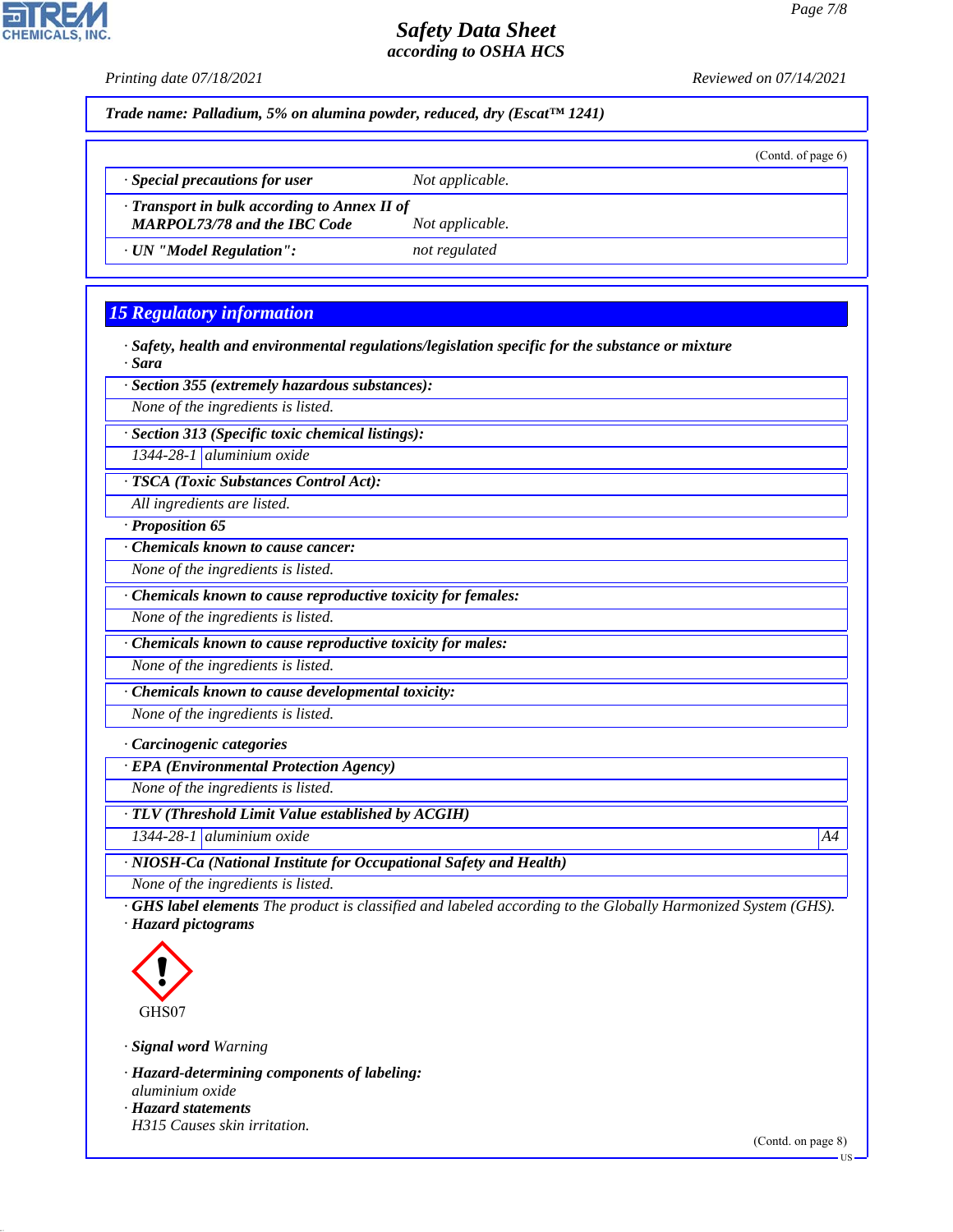Trade name: Palladium, 5% on alumina powder, reduced, dry (Escat™ 1241)

(Contd. of page 6)

| | |
|---|---|
| · **Special precautions for user** | Not applicable. |
| · **Transport in bulk according to Annex II of MARPOL73/78 and the IBC Code** | Not applicable. |
| · **UN "Model Regulation":** | not regulated |

## 15 Regulatory information

· **Safety, health and environmental regulations/legislation specific for the substance or mixture**
· **Sara**

· **Section 355 (extremely hazardous substances):**
None of the ingredients is listed.

· **Section 313 (Specific toxic chemical listings):**

| | |
|---|---|
| 1344-28-1 | aluminium oxide |

· **TSCA (Toxic Substances Control Act):**
All ingredients are listed.

· **Proposition 65**

· **Chemicals known to cause cancer:**
None of the ingredients is listed.

· **Chemicals known to cause reproductive toxicity for females:**
None of the ingredients is listed.

· **Chemicals known to cause reproductive toxicity for males:**
None of the ingredients is listed.

· **Chemicals known to cause developmental toxicity:**
None of the ingredients is listed.

· **Carcinogenic categories**

· **EPA (Environmental Protection Agency)**
None of the ingredients is listed.

· **TLV (Threshold Limit Value established by ACGIH)**

| | | |
|---|---|---|
| 1344-28-1 | aluminium oxide | A4 |

· **NIOSH-Ca (National Institute for Occupational Safety and Health)**
None of the ingredients is listed.

· **GHS label elements** The product is classified and labeled according to the Globally Harmonized System (GHS).
· **Hazard pictograms**

GHS07

· **Signal word** Warning

· **Hazard-determining components of labeling:**
aluminium oxide
· **Hazard statements**
H315 Causes skin irritation.

(Contd. on page 8)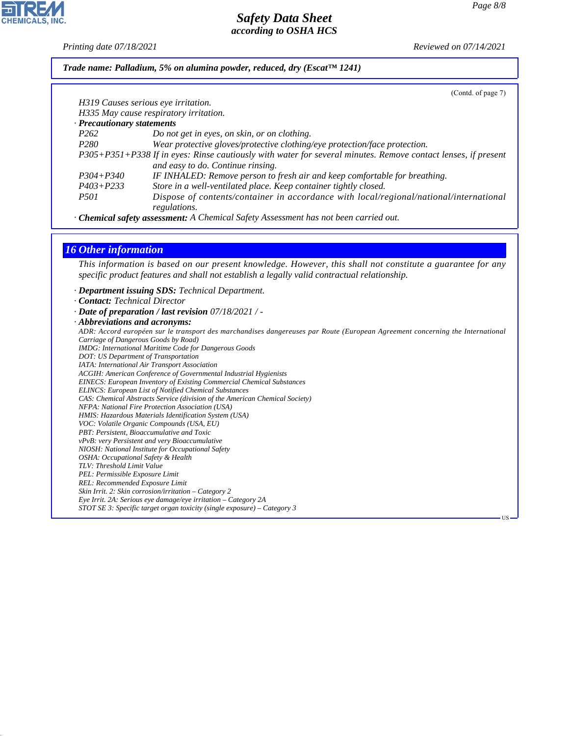**Trade name: Palladium, 5% on alumina powder, reduced, dry (Escat™ 1241)**

(Contd. of page 7)

H319 Causes serious eye irritation.
H335 May cause respiratory irritation.

· **Precautionary statements**

| | |
|---|---|
| P262 | Do not get in eyes, on skin, or on clothing. |
| P280 | Wear protective gloves/protective clothing/eye protection/face protection. |
| P305+P351+P338 | If in eyes: Rinse cautiously with water for several minutes. Remove contact lenses, if present and easy to do. Continue rinsing. |
| P304+P340 | IF INHALED: Remove person to fresh air and keep comfortable for breathing. |
| P403+P233 | Store in a well-ventilated place. Keep container tightly closed. |
| P501 | Dispose of contents/container in accordance with local/regional/national/international regulations. |

· **Chemical safety assessment:** A Chemical Safety Assessment has not been carried out.

## 16 Other information

This information is based on our present knowledge. However, this shall not constitute a guarantee for any specific product features and shall not establish a legally valid contractual relationship.

· **Department issuing SDS:** Technical Department.
· **Contact:** Technical Director
· **Date of preparation / last revision** 07/18/2021 / -
· **Abbreviations and acronyms:**

ADR: Accord européen sur le transport des marchandises dangereuses par Route (European Agreement concerning the International Carriage of Dangerous Goods by Road)
IMDG: International Maritime Code for Dangerous Goods
DOT: US Department of Transportation
IATA: International Air Transport Association
ACGIH: American Conference of Governmental Industrial Hygienists
EINECS: European Inventory of Existing Commercial Chemical Substances
ELINCS: European List of Notified Chemical Substances
CAS: Chemical Abstracts Service (division of the American Chemical Society)
NFPA: National Fire Protection Association (USA)
HMIS: Hazardous Materials Identification System (USA)
VOC: Volatile Organic Compounds (USA, EU)
PBT: Persistent, Bioaccumulative and Toxic
vPvB: very Persistent and very Bioaccumulative
NIOSH: National Institute for Occupational Safety
OSHA: Occupational Safety & Health
TLV: Threshold Limit Value
PEL: Permissible Exposure Limit
REL: Recommended Exposure Limit
Skin Irrit. 2: Skin corrosion/irritation – Category 2
Eye Irrit. 2A: Serious eye damage/eye irritation – Category 2A
STOT SE 3: Specific target organ toxicity (single exposure) – Category 3